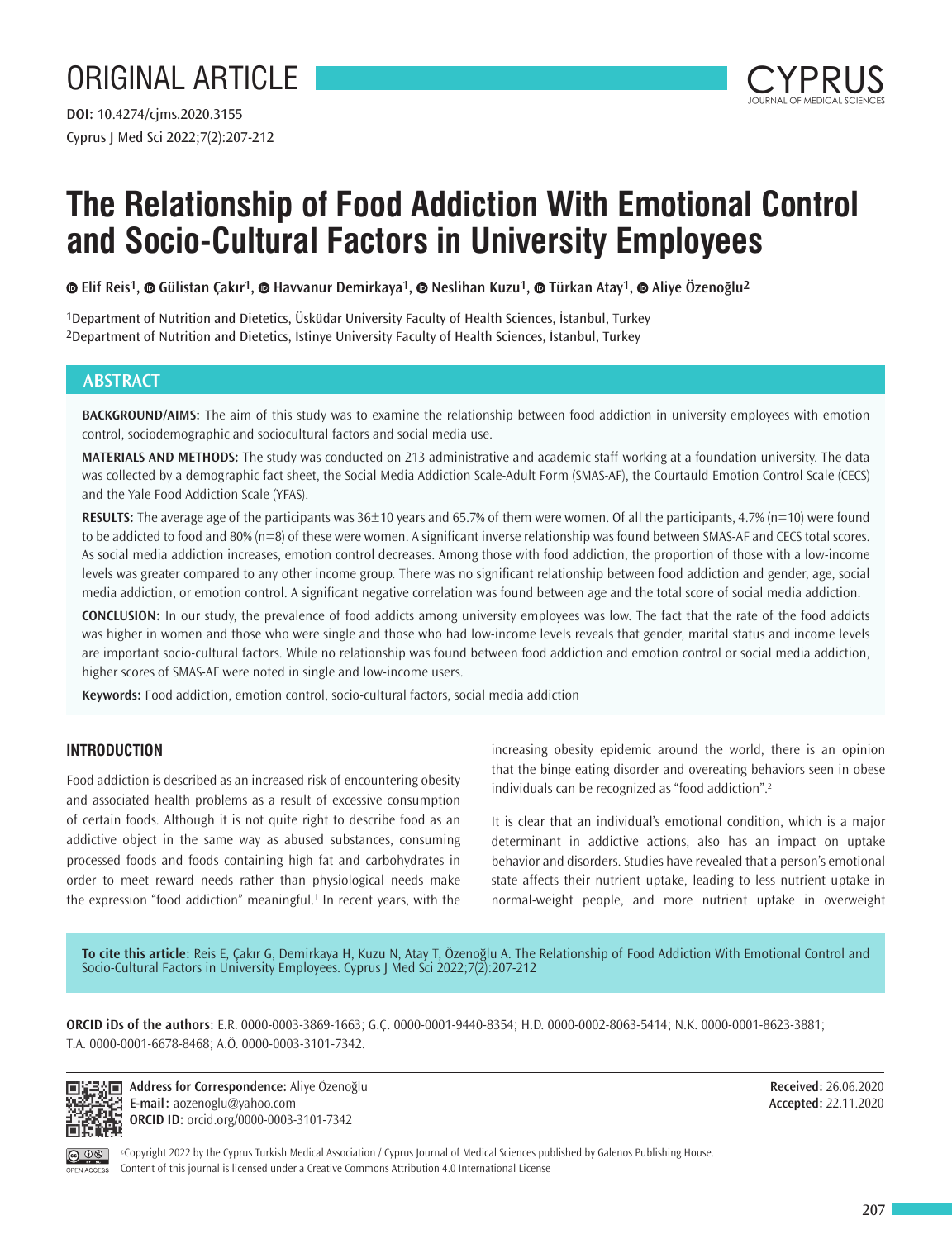ORIGINAL ARTICLE

**DOI:** 10.4274/cjms.2020.3155

# The Relationship of Food Addiction With Emotional Control and Socio-Cultural Factors in University Employees

**Elif Reis[1], Gülistan Çakır[1], Havvanur Demirkaya[1], Neslihan Kuzu[1], Türkan Atay[1], Aliye Özenoğlu[2]**

[1]Department of Nutrition and Dietetics, Üsküdar University Faculty of Health Sciences, İstanbul, Turkey
[2]Department of Nutrition and Dietetics, İstinye University Faculty of Health Sciences, İstanbul, Turkey

## ABSTRACT

**BACKGROUND/AIMS:** The aim of this study was to examine the relationship between food addiction in university employees with emotion control, sociodemographic and sociocultural factors and social media use.

**MATERIALS AND METHODS:** The study was conducted on 213 administrative and academic staff working at a foundation university. The data was collected by a demographic fact sheet, the Social Media Addiction Scale-Adult Form (SMAS-AF), the Courtauld Emotion Control Scale (CECS) and the Yale Food Addiction Scale (YFAS).

**RESULTS:** The average age of the participants was 36±10 years and 65.7% of them were women. Of all the participants, 4.7% (n=10) were found to be addicted to food and 80% (n=8) of these were women. A significant inverse relationship was found between SMAS-AF and CECS total scores. As social media addiction increases, emotion control decreases. Among those with food addiction, the proportion of those with a low-income levels was greater compared to any other income group. There was no significant relationship between food addiction and gender, age, social media addiction, or emotion control. A significant negative correlation was found between age and the total score of social media addiction.

**CONCLUSION:** In our study, the prevalence of food addicts among university employees was low. The fact that the rate of the food addicts was higher in women and those who were single and those who had low-income levels reveals that gender, marital status and income levels are important socio-cultural factors. While no relationship was found between food addiction and emotion control or social media addiction, higher scores of SMAS-AF were noted in single and low-income users.

**Keywords:** Food addiction, emotion control, socio-cultural factors, social media addiction

## INTRODUCTION

Food addiction is described as an increased risk of encountering obesity and associated health problems as a result of excessive consumption of certain foods. Although it is not quite right to describe food as an addictive object in the same way as abused substances, consuming processed foods and foods containing high fat and carbohydrates in order to meet reward needs rather than physiological needs make the expression "food addiction" meaningful.[1] In recent years, with the increasing obesity epidemic around the world, there is an opinion that the binge eating disorder and overeating behaviors seen in obese individuals can be recognized as "food addiction".[2]

It is clear that an individual's emotional condition, which is a major determinant in addictive actions, also has an impact on uptake behavior and disorders. Studies have revealed that a person's emotional state affects their nutrient uptake, leading to less nutrient uptake in normal-weight people, and more nutrient uptake in overweight

**To cite this article:** Reis E, Çakır G, Demirkaya H, Kuzu N, Atay T, Özenoğlu A. The Relationship of Food Addiction With Emotional Control and Socio-Cultural Factors in University Employees. Cyprus J Med Sci 2022;7(2):207-212

**ORCID iDs of the authors:** E.R. 0000-0003-3869-1663; G.Ç. 0000-0001-9440-8354; H.D. 0000-0002-8063-5414; N.K. 0000-0001-8623-3881; T.A. 0000-0001-6678-8468; A.Ö. 0000-0003-3101-7342.

**Address for Correspondence:** Aliye Özenoğlu
**E-mail:** aozenoglu@yahoo.com
**ORCID ID:** orcid.org/0000-0003-3101-7342

**Received:** 26.06.2020
**Accepted:** 22.11.2020

©Copyright 2022 by the Cyprus Turkish Medical Association / Cyprus Journal of Medical Sciences published by Galenos Publishing House. Content of this journal is licensed under a Creative Commons Attribution 4.0 International License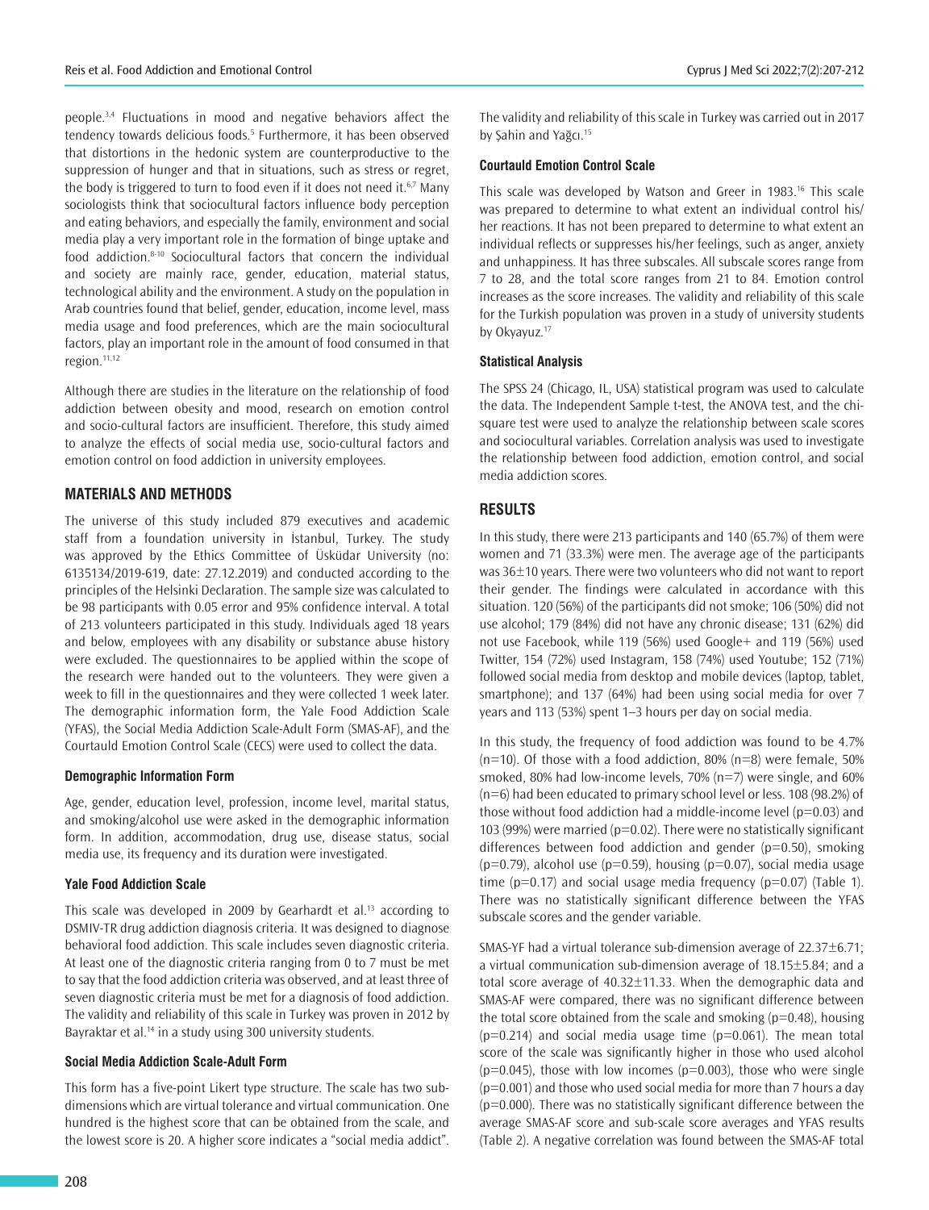people.[3,4] Fluctuations in mood and negative behaviors affect the tendency towards delicious foods.[5] Furthermore, it has been observed that distortions in the hedonic system are counterproductive to the suppression of hunger and that in situations, such as stress or regret, the body is triggered to turn to food even if it does not need it.[6,7] Many sociologists think that sociocultural factors influence body perception and eating behaviors, and especially the family, environment and social media play a very important role in the formation of binge uptake and food addiction.[8-10] Sociocultural factors that concern the individual and society are mainly race, gender, education, material status, technological ability and the environment. A study on the population in Arab countries found that belief, gender, education, income level, mass media usage and food preferences, which are the main sociocultural factors, play an important role in the amount of food consumed in that region.[11,12]

Although there are studies in the literature on the relationship of food addiction between obesity and mood, research on emotion control and socio-cultural factors are insufficient. Therefore, this study aimed to analyze the effects of social media use, socio-cultural factors and emotion control on food addiction in university employees.

## MATERIALS AND METHODS

The universe of this study included 879 executives and academic staff from a foundation university in İstanbul, Turkey. The study was approved by the Ethics Committee of Üsküdar University (no: 6135134/2019-619, date: 27.12.2019) and conducted according to the principles of the Helsinki Declaration. The sample size was calculated to be 98 participants with 0.05 error and 95% confidence interval. A total of 213 volunteers participated in this study. Individuals aged 18 years and below, employees with any disability or substance abuse history were excluded. The questionnaires to be applied within the scope of the research were handed out to the volunteers. They were given a week to fill in the questionnaires and they were collected 1 week later. The demographic information form, the Yale Food Addiction Scale (YFAS), the Social Media Addiction Scale-Adult Form (SMAS-AF), and the Courtauld Emotion Control Scale (CECS) were used to collect the data.

### Demographic Information Form

Age, gender, education level, profession, income level, marital status, and smoking/alcohol use were asked in the demographic information form. In addition, accommodation, drug use, disease status, social media use, its frequency and its duration were investigated.

### Yale Food Addiction Scale

This scale was developed in 2009 by Gearhardt et al.[13] according to DSMIV-TR drug addiction diagnosis criteria. It was designed to diagnose behavioral food addiction. This scale includes seven diagnostic criteria. At least one of the diagnostic criteria ranging from 0 to 7 must be met to say that the food addiction criteria was observed, and at least three of seven diagnostic criteria must be met for a diagnosis of food addiction. The validity and reliability of this scale in Turkey was proven in 2012 by Bayraktar et al.[14] in a study using 300 university students.

### Social Media Addiction Scale-Adult Form

This form has a five-point Likert type structure. The scale has two sub-dimensions which are virtual tolerance and virtual communication. One hundred is the highest score that can be obtained from the scale, and the lowest score is 20. A higher score indicates a "social media addict". The validity and reliability of this scale in Turkey was carried out in 2017 by Şahin and Yağcı.[15]

### Courtauld Emotion Control Scale

This scale was developed by Watson and Greer in 1983.[16] This scale was prepared to determine to what extent an individual control his/her reactions. It has not been prepared to determine to what extent an individual reflects or suppresses his/her feelings, such as anger, anxiety and unhappiness. It has three subscales. All subscale scores range from 7 to 28, and the total score ranges from 21 to 84. Emotion control increases as the score increases. The validity and reliability of this scale for the Turkish population was proven in a study of university students by Okyayuz.[17]

### Statistical Analysis

The SPSS 24 (Chicago, IL, USA) statistical program was used to calculate the data. The Independent Sample t-test, the ANOVA test, and the chi-square test were used to analyze the relationship between scale scores and sociocultural variables. Correlation analysis was used to investigate the relationship between food addiction, emotion control, and social media addiction scores.

## RESULTS

In this study, there were 213 participants and 140 (65.7%) of them were women and 71 (33.3%) were men. The average age of the participants was 36±10 years. There were two volunteers who did not want to report their gender. The findings were calculated in accordance with this situation. 120 (56%) of the participants did not smoke; 106 (50%) did not use alcohol; 179 (84%) did not have any chronic disease; 131 (62%) did not use Facebook, while 119 (56%) used Google+ and 119 (56%) used Twitter, 154 (72%) used Instagram, 158 (74%) used Youtube; 152 (71%) followed social media from desktop and mobile devices (laptop, tablet, smartphone); and 137 (64%) had been using social media for over 7 years and 113 (53%) spent 1–3 hours per day on social media.

In this study, the frequency of food addiction was found to be 4.7% (n=10). Of those with a food addiction, 80% (n=8) were female, 50% smoked, 80% had low-income levels, 70% (n=7) were single, and 60% (n=6) had been educated to primary school level or less. 108 (98.2%) of those without food addiction had a middle-income level ($p=0.03$) and 103 (99%) were married ($p=0.02$). There were no statistically significant differences between food addiction and gender ($p=0.50$), smoking ($p=0.79$), alcohol use ($p=0.59$), housing ($p=0.07$), social media usage time ($p=0.17$) and social usage media frequency ($p=0.07$) (Table 1). There was no statistically significant difference between the YFAS subscale scores and the gender variable.

SMAS-YF had a virtual tolerance sub-dimension average of 22.37±6.71; a virtual communication sub-dimension average of 18.15±5.84; and a total score average of 40.32±11.33. When the demographic data and SMAS-AF were compared, there was no significant difference between the total score obtained from the scale and smoking ($p=0.48$), housing ($p=0.214$) and social media usage time ($p=0.061$). The mean total score of the scale was significantly higher in those who used alcohol ($p=0.045$), those with low incomes ($p=0.003$), those who were single ($p=0.001$) and those who used social media for more than 7 hours a day ($p=0.000$). There was no statistically significant difference between the average SMAS-AF score and sub-scale score averages and YFAS results (Table 2). A negative correlation was found between the SMAS-AF total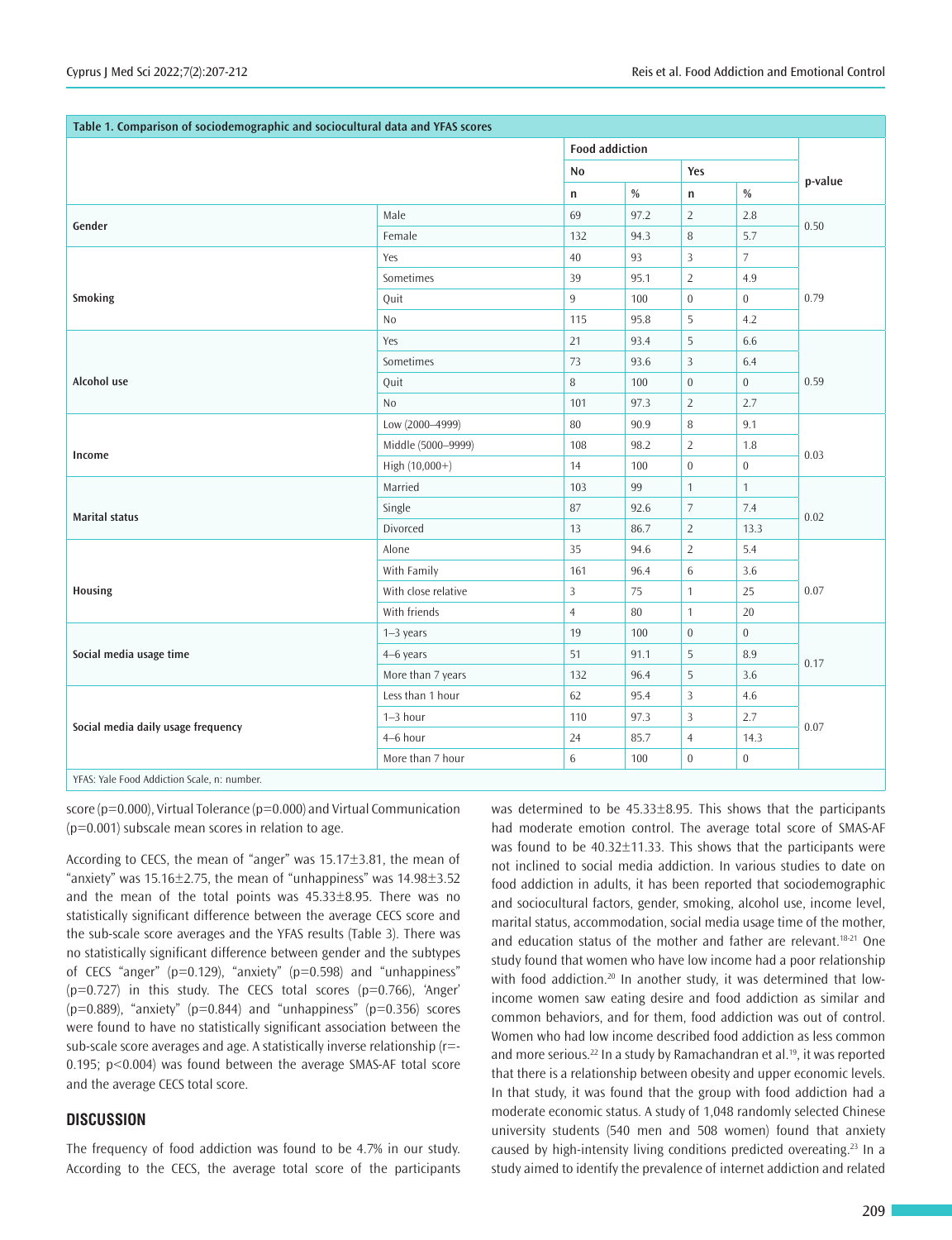**Table 1. Comparison of sociodemographic and sociocultural data and YFAS scores**

| | | Food addiction | | | | p-value |
|---|---|---|---|---|---|---|
| | | No | | Yes | | |
| | | n | % | n | % | |
| Gender | Male | 69 | 97.2 | 2 | 2.8 | 0.50 |
| | Female | 132 | 94.3 | 8 | 5.7 | |
| Smoking | Yes | 40 | 93 | 3 | 7 | 0.79 |
| | Sometimes | 39 | 95.1 | 2 | 4.9 | |
| | Quit | 9 | 100 | 0 | 0 | |
| | No | 115 | 95.8 | 5 | 4.2 | |
| Alcohol use | Yes | 21 | 93.4 | 5 | 6.6 | 0.59 |
| | Sometimes | 73 | 93.6 | 3 | 6.4 | |
| | Quit | 8 | 100 | 0 | 0 | |
| | No | 101 | 97.3 | 2 | 2.7 | |
| Income | Low (2000–4999) | 80 | 90.9 | 8 | 9.1 | 0.03 |
| | Middle (5000–9999) | 108 | 98.2 | 2 | 1.8 | |
| | High (10,000+) | 14 | 100 | 0 | 0 | |
| Marital status | Married | 103 | 99 | 1 | 1 | 0.02 |
| | Single | 87 | 92.6 | 7 | 7.4 | |
| | Divorced | 13 | 86.7 | 2 | 13.3 | |
| Housing | Alone | 35 | 94.6 | 2 | 5.4 | 0.07 |
| | With Family | 161 | 96.4 | 6 | 3.6 | |
| | With close relative | 3 | 75 | 1 | 25 | |
| | With friends | 4 | 80 | 1 | 20 | |
| Social media usage time | 1–3 years | 19 | 100 | 0 | 0 | 0.17 |
| | 4–6 years | 51 | 91.1 | 5 | 8.9 | |
| | More than 7 years | 132 | 96.4 | 5 | 3.6 | |
| Social media daily usage frequency | Less than 1 hour | 62 | 95.4 | 3 | 4.6 | 0.07 |
| | 1–3 hour | 110 | 97.3 | 3 | 2.7 | |
| | 4–6 hour | 24 | 85.7 | 4 | 14.3 | |
| | More than 7 hour | 6 | 100 | 0 | 0 | |

YFAS: Yale Food Addiction Scale, n: number.

score (p=0.000), Virtual Tolerance (p=0.000) and Virtual Communication (p=0.001) subscale mean scores in relation to age.

According to CECS, the mean of "anger" was 15.17±3.81, the mean of "anxiety" was 15.16±2.75, the mean of "unhappiness" was 14.98±3.52 and the mean of the total points was 45.33±8.95. There was no statistically significant difference between the average CECS score and the sub-scale score averages and the YFAS results (Table 3). There was no statistically significant difference between gender and the subtypes of CECS "anger" (p=0.129), "anxiety" (p=0.598) and "unhappiness" (p=0.727) in this study. The CECS total scores (p=0.766), 'Anger' (p=0.889), "anxiety" (p=0.844) and "unhappiness" (p=0.356) scores were found to have no statistically significant association between the sub-scale score averages and age. A statistically inverse relationship (r=-0.195; p<0.004) was found between the average SMAS-AF total score and the average CECS total score.

## DISCUSSION

The frequency of food addiction was found to be 4.7% in our study. According to the CECS, the average total score of the participants was determined to be 45.33±8.95. This shows that the participants had moderate emotion control. The average total score of SMAS-AF was found to be 40.32±11.33. This shows that the participants were not inclined to social media addiction. In various studies to date on food addiction in adults, it has been reported that sociodemographic and sociocultural factors, gender, smoking, alcohol use, income level, marital status, accommodation, social media usage time of the mother, and education status of the mother and father are relevant.[18-21] One study found that women who have low income had a poor relationship with food addiction.[20] In another study, it was determined that low-income women saw eating desire and food addiction as similar and common behaviors, and for them, food addiction was out of control. Women who had low income described food addiction as less common and more serious.[22] In a study by Ramachandran et al.[19], it was reported that there is a relationship between obesity and upper economic levels. In that study, it was found that the group with food addiction had a moderate economic status. A study of 1,048 randomly selected Chinese university students (540 men and 508 women) found that anxiety caused by high-intensity living conditions predicted overeating.[23] In a study aimed to identify the prevalence of internet addiction and related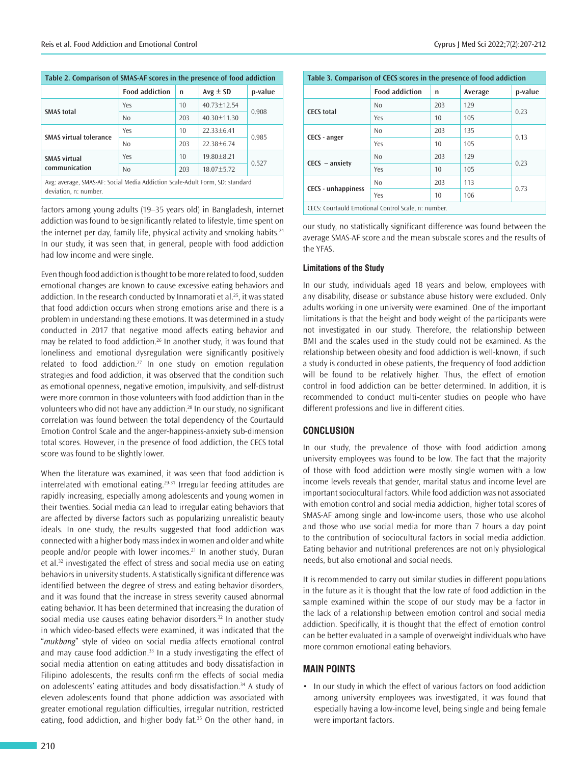**Table 2. Comparison of SMAS-AF scores in the presence of food addiction**

| | Food addiction | n | Avg ± SD | p-value |
|---|---|---|---|---|
| SMAS total | Yes | 10 | 40.73±12.54 | 0.908 |
| | No | 203 | 40.30±11.30 | |
| SMAS virtual tolerance | Yes | 10 | 22.33±6.41 | 0.985 |
| | No | 203 | 22.38±6.74 | |
| SMAS virtual communication | Yes | 10 | 19.80±8.21 | 0.527 |
| | No | 203 | 18.07±5.72 | |

Avg: average, SMAS-AF: Social Media Addiction Scale-Adult Form, SD: standard deviation, n: number.

factors among young adults (19–35 years old) in Bangladesh, internet addiction was found to be significantly related to lifestyle, time spent on the internet per day, family life, physical activity and smoking habits.[24] In our study, it was seen that, in general, people with food addiction had low income and were single.

Even though food addiction is thought to be more related to food, sudden emotional changes are known to cause excessive eating behaviors and addiction. In the research conducted by Innamorati et al.[25], it was stated that food addiction occurs when strong emotions arise and there is a problem in understanding these emotions. It was determined in a study conducted in 2017 that negative mood affects eating behavior and may be related to food addiction.[26] In another study, it was found that loneliness and emotional dysregulation were significantly positively related to food addiction.[27] In one study on emotion regulation strategies and food addiction, it was observed that the condition such as emotional openness, negative emotion, impulsivity, and self-distrust were more common in those volunteers with food addiction than in the volunteers who did not have any addiction.[28] In our study, no significant correlation was found between the total dependency of the Courtauld Emotion Control Scale and the anger-happiness-anxiety sub-dimension total scores. However, in the presence of food addiction, the CECS total score was found to be slightly lower.

When the literature was examined, it was seen that food addiction is interrelated with emotional eating.[29-31] Irregular feeding attitudes are rapidly increasing, especially among adolescents and young women in their twenties. Social media can lead to irregular eating behaviors that are affected by diverse factors such as popularizing unrealistic beauty ideals. In one study, the results suggested that food addiction was connected with a higher body mass index in women and older and white people and/or people with lower incomes.[21] In another study, Duran et al.[32] investigated the effect of stress and social media use on eating behaviors in university students. A statistically significant difference was identified between the degree of stress and eating behavior disorders, and it was found that the increase in stress severity caused abnormal eating behavior. It has been determined that increasing the duration of social media use causes eating behavior disorders.[32] In another study in which video-based effects were examined, it was indicated that the "*mukbang*" style of video on social media affects emotional control and may cause food addiction.[33] In a study investigating the effect of social media attention on eating attitudes and body dissatisfaction in Filipino adolescents, the results confirm the effects of social media on adolescents' eating attitudes and body dissatisfaction.[34] A study of eleven adolescents found that phone addiction was associated with greater emotional regulation difficulties, irregular nutrition, restricted eating, food addiction, and higher body fat.[35] On the other hand, in our study, no statistically significant difference was found between the average SMAS-AF score and the mean subscale scores and the results of the YFAS.

**Table 3. Comparison of CECS scores in the presence of food addiction**

| | Food addiction | n | Average | p-value |
|---|---|---|---|---|
| CECS total | No | 203 | 129 | 0.23 |
| | Yes | 10 | 105 | |
| CECS - anger | No | 203 | 135 | 0.13 |
| | Yes | 10 | 105 | |
| CECS – anxiety | No | 203 | 129 | 0.23 |
| | Yes | 10 | 105 | |
| CECS - unhappiness | No | 203 | 113 | 0.73 |
| | Yes | 10 | 106 | |

CECS: Courtauld Emotional Control Scale, n: number.

### Limitations of the Study

In our study, individuals aged 18 years and below, employees with any disability, disease or substance abuse history were excluded. Only adults working in one university were examined. One of the important limitations is that the height and body weight of the participants were not investigated in our study. Therefore, the relationship between BMI and the scales used in the study could not be examined. As the relationship between obesity and food addiction is well-known, if such a study is conducted in obese patients, the frequency of food addiction will be found to be relatively higher. Thus, the effect of emotion control in food addiction can be better determined. In addition, it is recommended to conduct multi-center studies on people who have different professions and live in different cities.

## CONCLUSION

In our study, the prevalence of those with food addiction among university employees was found to be low. The fact that the majority of those with food addiction were mostly single women with a low income levels reveals that gender, marital status and income level are important sociocultural factors. While food addiction was not associated with emotion control and social media addiction, higher total scores of SMAS-AF among single and low-income users, those who use alcohol and those who use social media for more than 7 hours a day point to the contribution of sociocultural factors in social media addiction. Eating behavior and nutritional preferences are not only physiological needs, but also emotional and social needs.

It is recommended to carry out similar studies in different populations in the future as it is thought that the low rate of food addiction in the sample examined within the scope of our study may be a factor in the lack of a relationship between emotion control and social media addiction. Specifically, it is thought that the effect of emotion control can be better evaluated in a sample of overweight individuals who have more common emotional eating behaviors.

## MAIN POINTS

- In our study in which the effect of various factors on food addiction among university employees was investigated, it was found that especially having a low-income level, being single and being female were important factors.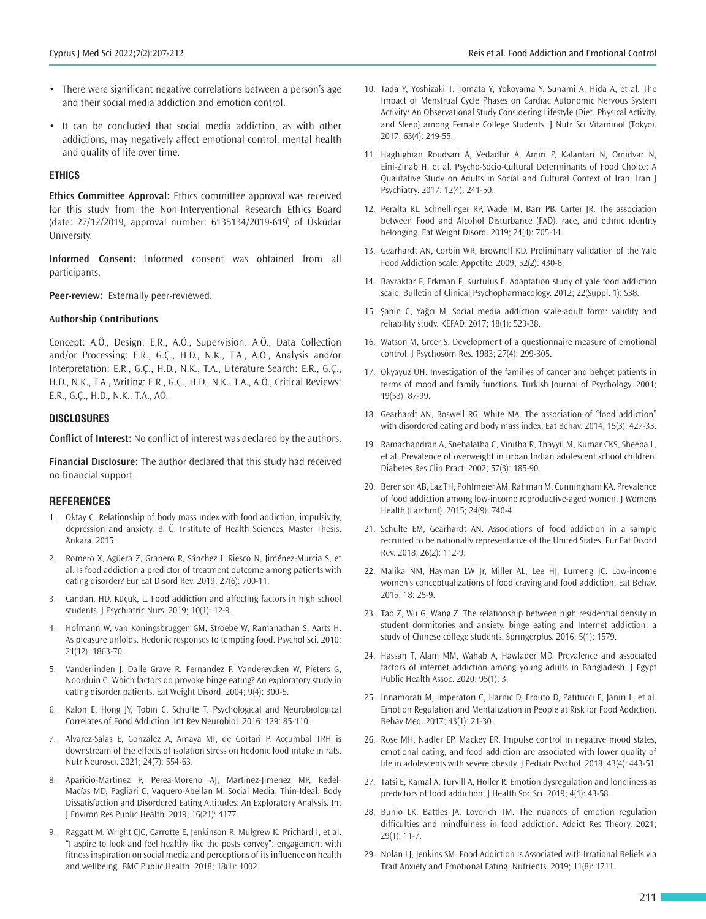- There were significant negative correlations between a person's age and their social media addiction and emotion control.
- It can be concluded that social media addiction, as with other addictions, may negatively affect emotional control, mental health and quality of life over time.

## ETHICS

**Ethics Committee Approval:** Ethics committee approval was received for this study from the Non-Interventional Research Ethics Board (date: 27/12/2019, approval number: 6135134/2019-619) of Üsküdar University.

**Informed Consent:** Informed consent was obtained from all participants.

**Peer-review:** Externally peer-reviewed.

### Authorship Contributions

Concept: A.Ö., Design: E.R., A.Ö., Supervision: A.Ö., Data Collection and/or Processing: E.R., G.Ç., H.D., N.K., T.A., A.Ö., Analysis and/or Interpretation: E.R., G.Ç., H.D., N.K., T.A., Literature Search: E.R., G.Ç., H.D., N.K., T.A., Writing: E.R., G.Ç., H.D., N.K., T.A., A.Ö., Critical Reviews: E.R., G.Ç., H.D., N.K., T.A., AÖ.

## DISCLOSURES

**Conflict of Interest:** No conflict of interest was declared by the authors.

**Financial Disclosure:** The author declared that this study had received no financial support.

## REFERENCES

1. Oktay C. Relationship of body mass ındex with food addiction, impulsivity, depression and anxiety. B. Ü. Institute of Health Sciences, Master Thesis. Ankara. 2015.
2. Romero X, Agüera Z, Granero R, Sánchez I, Riesco N, Jiménez-Murcia S, et al. Is food addiction a predictor of treatment outcome among patients with eating disorder? Eur Eat Disord Rev. 2019; 27(6): 700-11.
3. Candan, HD, Küçük, L. Food addiction and affecting factors in high school students. J Psychiatric Nurs. 2019; 10(1): 12-9.
4. Hofmann W, van Koningsbruggen GM, Stroebe W, Ramanathan S, Aarts H. As pleasure unfolds. Hedonic responses to tempting food. Psychol Sci. 2010; 21(12): 1863-70.
5. Vanderlinden J, Dalle Grave R, Fernandez F, Vandereycken W, Pieters G, Noorduin C. Which factors do provoke binge eating? An exploratory study in eating disorder patients. Eat Weight Disord. 2004; 9(4): 300-5.
6. Kalon E, Hong JY, Tobin C, Schulte T. Psychological and Neurobiological Correlates of Food Addiction. Int Rev Neurobiol. 2016; 129: 85-110.
7. Alvarez-Salas E, González A, Amaya MI, de Gortari P. Accumbal TRH is downstream of the effects of isolation stress on hedonic food intake in rats. Nutr Neurosci. 2021; 24(7): 554-63.
8. Aparicio-Martinez P, Perea-Moreno AJ, Martinez-Jimenez MP, Redel-Macías MD, Pagliari C, Vaquero-Abellan M. Social Media, Thin-Ideal, Body Dissatisfaction and Disordered Eating Attitudes: An Exploratory Analysis. Int J Environ Res Public Health. 2019; 16(21): 4177.
9. Raggatt M, Wright CJC, Carrotte E, Jenkinson R, Mulgrew K, Prichard I, et al. "I aspire to look and feel healthy like the posts convey": engagement with fitness inspiration on social media and perceptions of its influence on health and wellbeing. BMC Public Health. 2018; 18(1): 1002.
10. Tada Y, Yoshizaki T, Tomata Y, Yokoyama Y, Sunami A, Hida A, et al. The Impact of Menstrual Cycle Phases on Cardiac Autonomic Nervous System Activity: An Observational Study Considering Lifestyle (Diet, Physical Activity, and Sleep) among Female College Students. J Nutr Sci Vitaminol (Tokyo). 2017; 63(4): 249-55.
11. Haghighian Roudsari A, Vedadhir A, Amiri P, Kalantari N, Omidvar N, Eini-Zinab H, et al. Psycho-Socio-Cultural Determinants of Food Choice: A Qualitative Study on Adults in Social and Cultural Context of Iran. Iran J Psychiatry. 2017; 12(4): 241-50.
12. Peralta RL, Schnellinger RP, Wade JM, Barr PB, Carter JR. The association between Food and Alcohol Disturbance (FAD), race, and ethnic identity belonging. Eat Weight Disord. 2019; 24(4): 705-14.
13. Gearhardt AN, Corbin WR, Brownell KD. Preliminary validation of the Yale Food Addiction Scale. Appetite. 2009; 52(2): 430-6.
14. Bayraktar F, Erkman F, Kurtuluş E. Adaptation study of yale food addiction scale. Bulletin of Clinical Psychopharmacology. 2012; 22(Suppl. 1): S38.
15. Şahin C, Yağcı M. Social media addiction scale-adult form: validity and reliability study. KEFAD. 2017; 18(1): 523-38.
16. Watson M, Greer S. Development of a questionnaire measure of emotional control. J Psychosom Res. 1983; 27(4): 299-305.
17. Okyayuz ÜH. Investigation of the families of cancer and behçet patients in terms of mood and family functions. Turkish Journal of Psychology. 2004; 19(53): 87-99.
18. Gearhardt AN, Boswell RG, White MA. The association of "food addiction" with disordered eating and body mass index. Eat Behav. 2014; 15(3): 427-33.
19. Ramachandran A, Snehalatha C, Vinitha R, Thayyil M, Kumar CKS, Sheeba L, et al. Prevalence of overweight in urban Indian adolescent school children. Diabetes Res Clin Pract. 2002; 57(3): 185-90.
20. Berenson AB, Laz TH, Pohlmeier AM, Rahman M, Cunningham KA. Prevalence of food addiction among low-income reproductive-aged women. J Womens Health (Larchmt). 2015; 24(9): 740-4.
21. Schulte EM, Gearhardt AN. Associations of food addiction in a sample recruited to be nationally representative of the United States. Eur Eat Disord Rev. 2018; 26(2): 112-9.
22. Malika NM, Hayman LW Jr, Miller AL, Lee HJ, Lumeng JC. Low-income women's conceptualizations of food craving and food addiction. Eat Behav. 2015; 18: 25-9.
23. Tao Z, Wu G, Wang Z. The relationship between high residential density in student dormitories and anxiety, binge eating and Internet addiction: a study of Chinese college students. Springerplus. 2016; 5(1): 1579.
24. Hassan T, Alam MM, Wahab A, Hawlader MD. Prevalence and associated factors of internet addiction among young adults in Bangladesh. J Egypt Public Health Assoc. 2020; 95(1): 3.
25. Innamorati M, Imperatori C, Harnic D, Erbuto D, Patitucci E, Janiri L, et al. Emotion Regulation and Mentalization in People at Risk for Food Addiction. Behav Med. 2017; 43(1): 21-30.
26. Rose MH, Nadler EP, Mackey ER. Impulse control in negative mood states, emotional eating, and food addiction are associated with lower quality of life in adolescents with severe obesity. J Pediatr Psychol. 2018; 43(4): 443-51.
27. Tatsi E, Kamal A, Turvill A, Holler R. Emotion dysregulation and loneliness as predictors of food addiction. J Health Soc Sci. 2019; 4(1): 43-58.
28. Bunio LK, Battles JA, Loverich TM. The nuances of emotion regulation difficulties and mindfulness in food addiction. Addict Res Theory. 2021; 29(1): 11-7.
29. Nolan LJ, Jenkins SM. Food Addiction Is Associated with Irrational Beliefs via Trait Anxiety and Emotional Eating. Nutrients. 2019; 11(8): 1711.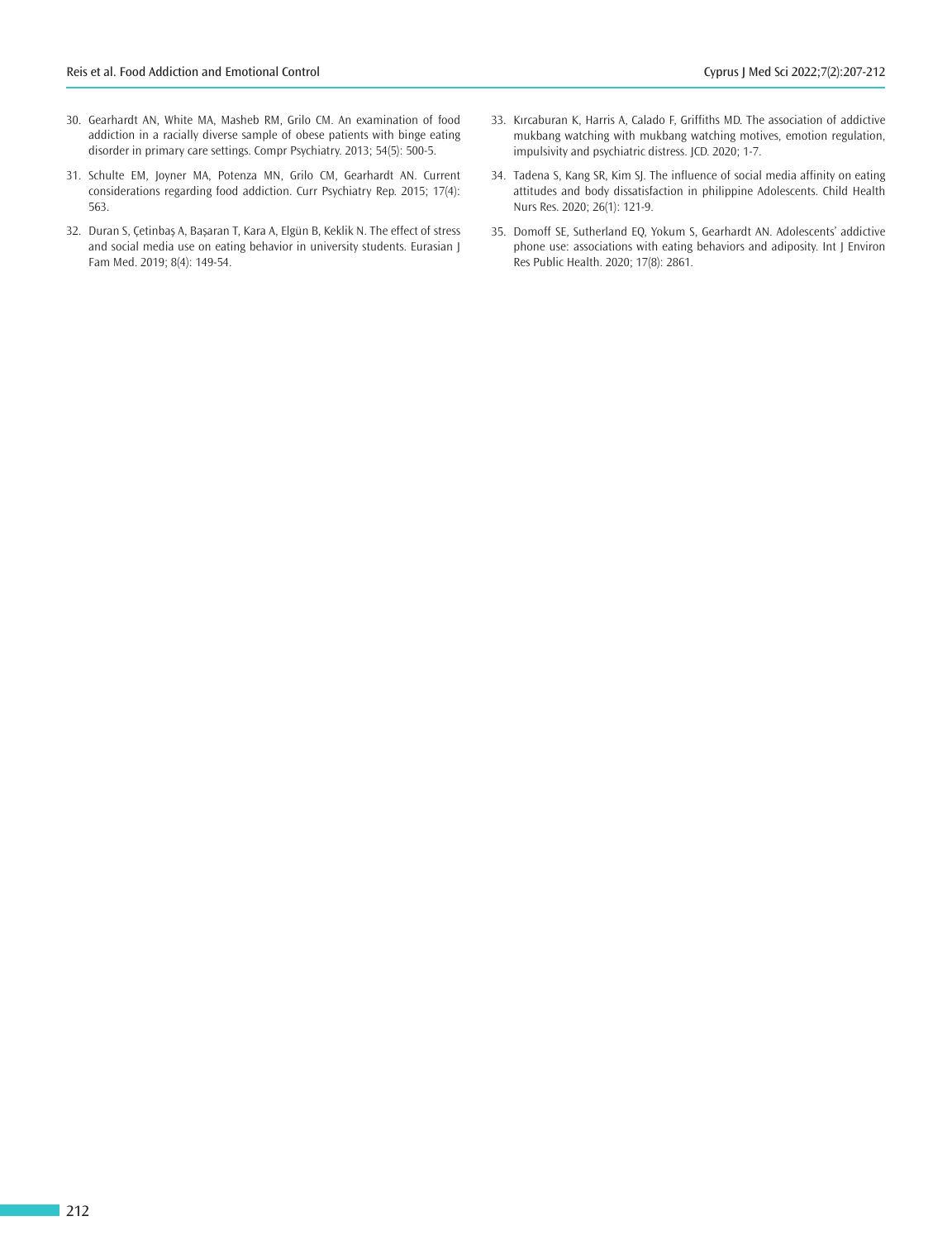30. Gearhardt AN, White MA, Masheb RM, Grilo CM. An examination of food addiction in a racially diverse sample of obese patients with binge eating disorder in primary care settings. Compr Psychiatry. 2013; 54(5): 500-5.
31. Schulte EM, Joyner MA, Potenza MN, Grilo CM, Gearhardt AN. Current considerations regarding food addiction. Curr Psychiatry Rep. 2015; 17(4): 563.
32. Duran S, Çetinbaş A, Başaran T, Kara A, Elgün B, Keklik N. The effect of stress and social media use on eating behavior in university students. Eurasian J Fam Med. 2019; 8(4): 149-54.
33. Kırcaburan K, Harris A, Calado F, Griffiths MD. The association of addictive mukbang watching with mukbang watching motives, emotion regulation, impulsivity and psychiatric distress. JCD. 2020; 1-7.
34. Tadena S, Kang SR, Kim SJ. The influence of social media affinity on eating attitudes and body dissatisfaction in philippine Adolescents. Child Health Nurs Res. 2020; 26(1): 121-9.
35. Domoff SE, Sutherland EQ, Yokum S, Gearhardt AN. Adolescents' addictive phone use: associations with eating behaviors and adiposity. Int J Environ Res Public Health. 2020; 17(8): 2861.